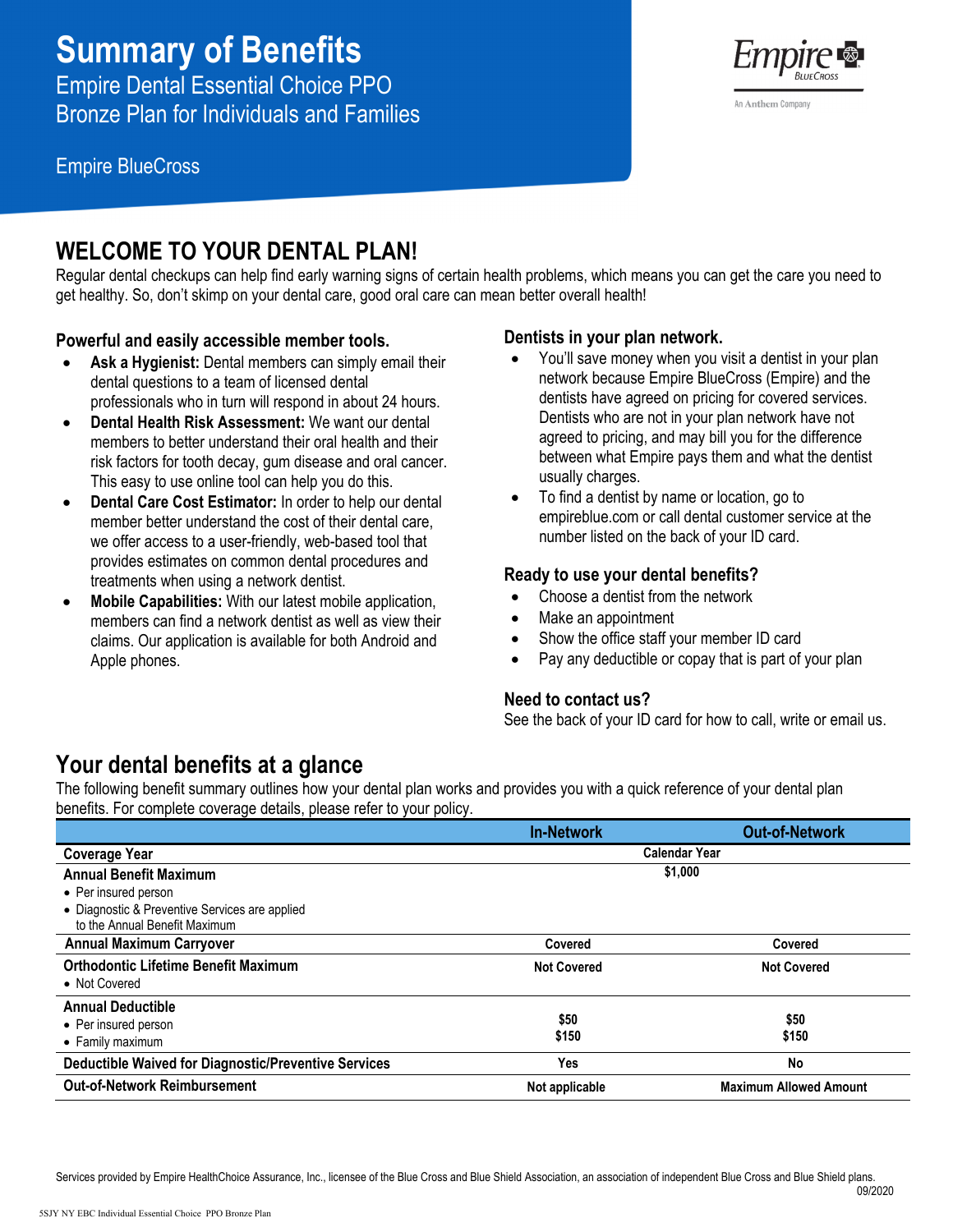# Summary of Benefits

Empire Dental Essential Choice PPO
Bronze Plan for Individuals and Families

Empire BlueCross

## WELCOME TO YOUR DENTAL PLAN!

Regular dental checkups can help find early warning signs of certain health problems, which means you can get the care you need to get healthy. So, don't skip on your dental care, good oral care can mean better overall health!

### Powerful and easily accessible member tools.

- **Ask a Hygienist:** Dental members can simply email their dental questions to a team of licensed dental professionals who in turn will respond in about 24 hours.
- **Dental Health Risk Assessment:** We want our dental members to better understand their oral health and their risk factors for tooth decay, gum disease and oral cancer. This easy to use online tool can help you do this.
- **Dental Care Cost Estimator:** In order to help our dental member better understand the cost of their dental care, we offer access to a user-friendly, web-based tool that provides estimates on common dental procedures and treatments when using a network dentist.
- **Mobile Capabilities:** With our latest mobile application, members can find a network dentist as well as view their claims. Our application is available for both Android and Apple phones.

### Dentists in your plan network.

- You'll save money when you visit a dentist in your plan network because Empire BlueCross (Empire) and the dentists have agreed on pricing for covered services. Dentists who are not in your plan network have not agreed to pricing, and may bill you for the difference between what Empire pays them and what the dentist usually charges.
- To find a dentist by name or location, go to empireblue.com or call dental customer service at the number listed on the back of your ID card.

### Ready to use your dental benefits?

- Choose a dentist from the network
- Make an appointment
- Show the office staff your member ID card
- Pay any deductible or copay that is part of your plan

### Need to contact us?

See the back of your ID card for how to call, write or email us.

## Your dental benefits at a glance

The following benefit summary outlines how your dental plan works and provides you with a quick reference of your dental plan benefits. For complete coverage details, please refer to your policy.

| | In-Network | Out-of-Network |
|---|---|---|
| **Coverage Year** | Calendar Year | |
| **Annual Benefit Maximum**<br>• Per insured person<br>• Diagnostic & Preventive Services are applied to the Annual Benefit Maximum | $1,000 | |
| **Annual Maximum Carryover** | Covered | Covered |
| **Orthodontic Lifetime Benefit Maximum**<br>• Not Covered | Not Covered | Not Covered |
| **Annual Deductible**<br>• Per insured person<br>• Family maximum | $50<br>$150 | $50<br>$150 |
| **Deductible Waived for Diagnostic/Preventive Services** | Yes | No |
| **Out-of-Network Reimbursement** | Not applicable | Maximum Allowed Amount |

Services provided by Empire HealthChoice Assurance, Inc., licensee of the Blue Cross and Blue Shield Association, an association of independent Blue Cross and Blue Shield plans.

09/2020

5SJY NY EBC Individual Essential Choice PPO Bronze Plan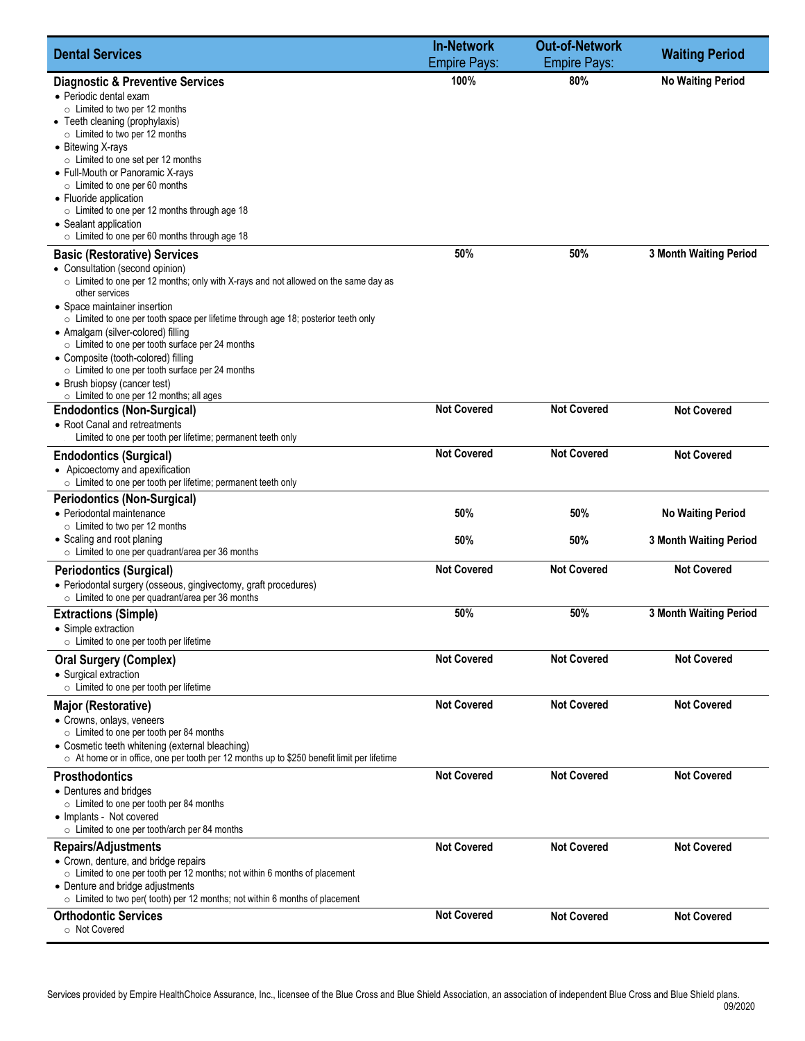| Dental Services | In-Network Empire Pays: | Out-of-Network Empire Pays: | Waiting Period |
|---|---|---|---|
| **Diagnostic & Preventive Services**<br>• Periodic dental exam<br>○ Limited to two per 12 months<br>• Teeth cleaning (prophylaxis)<br>○ Limited to two per 12 months<br>• Bitewing X-rays<br>○ Limited to one set per 12 months<br>• Full-Mouth or Panoramic X-rays<br>○ Limited to one per 60 months<br>• Fluoride application<br>○ Limited to one per 12 months through age 18<br>• Sealant application<br>○ Limited to one per 60 months through age 18 | **100%** | **80%** | **No Waiting Period** |
| **Basic (Restorative) Services**<br>• Consultation (second opinion)<br>○ Limited to one per 12 months; only with X-rays and not allowed on the same day as other services<br>• Space maintainer insertion<br>○ Limited to one per tooth space per lifetime through age 18; posterior teeth only<br>• Amalgam (silver-colored) filling<br>○ Limited to one per tooth surface per 24 months<br>• Composite (tooth-colored) filling<br>○ Limited to one per tooth surface per 24 months<br>• Brush biopsy (cancer test)<br>○ Limited to one per 12 months; all ages | **50%** | **50%** | **3 Month Waiting Period** |
| **Endodontics (Non-Surgical)**<br>• Root Canal and retreatments<br>Limited to one per tooth per lifetime; permanent teeth only | **Not Covered** | **Not Covered** | **Not Covered** |
| **Endodontics (Surgical)**<br>• Apicoectomy and apexification<br>○ Limited to one per tooth per lifetime; permanent teeth only | **Not Covered** | **Not Covered** | **Not Covered** |
| **Periodontics (Non-Surgical)** | | | |
| • Periodontal maintenance<br>○ Limited to two per 12 months | **50%** | **50%** | **No Waiting Period** |
| • Scaling and root planing<br>○ Limited to one per quadrant/area per 36 months | **50%** | **50%** | **3 Month Waiting Period** |
| **Periodontics (Surgical)**<br>• Periodontal surgery (osseous, gingivectomy, graft procedures)<br>○ Limited to one per quadrant/area per 36 months | **Not Covered** | **Not Covered** | **Not Covered** |
| **Extractions (Simple)**<br>• Simple extraction<br>○ Limited to one per tooth per lifetime | **50%** | **50%** | **3 Month Waiting Period** |
| **Oral Surgery (Complex)**<br>• Surgical extraction<br>○ Limited to one per tooth per lifetime | **Not Covered** | **Not Covered** | **Not Covered** |
| **Major (Restorative)**<br>• Crowns, onlays, veneers<br>○ Limited to one per tooth per 84 months<br>• Cosmetic teeth whitening (external bleaching)<br>○ At home or in office, one per tooth per 12 months up to $250 benefit limit per lifetime | **Not Covered** | **Not Covered** | **Not Covered** |
| **Prosthodontics**<br>• Dentures and bridges<br>○ Limited to one per tooth per 84 months<br>• Implants - Not covered<br>○ Limited to one per tooth/arch per 84 months | **Not Covered** | **Not Covered** | **Not Covered** |
| **Repairs/Adjustments**<br>• Crown, denture, and bridge repairs<br>○ Limited to one per tooth per 12 months; not within 6 months of placement<br>• Denture and bridge adjustments<br>○ Limited to two per( tooth) per 12 months; not within 6 months of placement | **Not Covered** | **Not Covered** | **Not Covered** |
| **Orthodontic Services**<br>○ Not Covered | **Not Covered** | **Not Covered** | **Not Covered** |

Services provided by Empire HealthChoice Assurance, Inc., licensee of the Blue Cross and Blue Shield Association, an association of independent Blue Cross and Blue Shield plans.
09/2020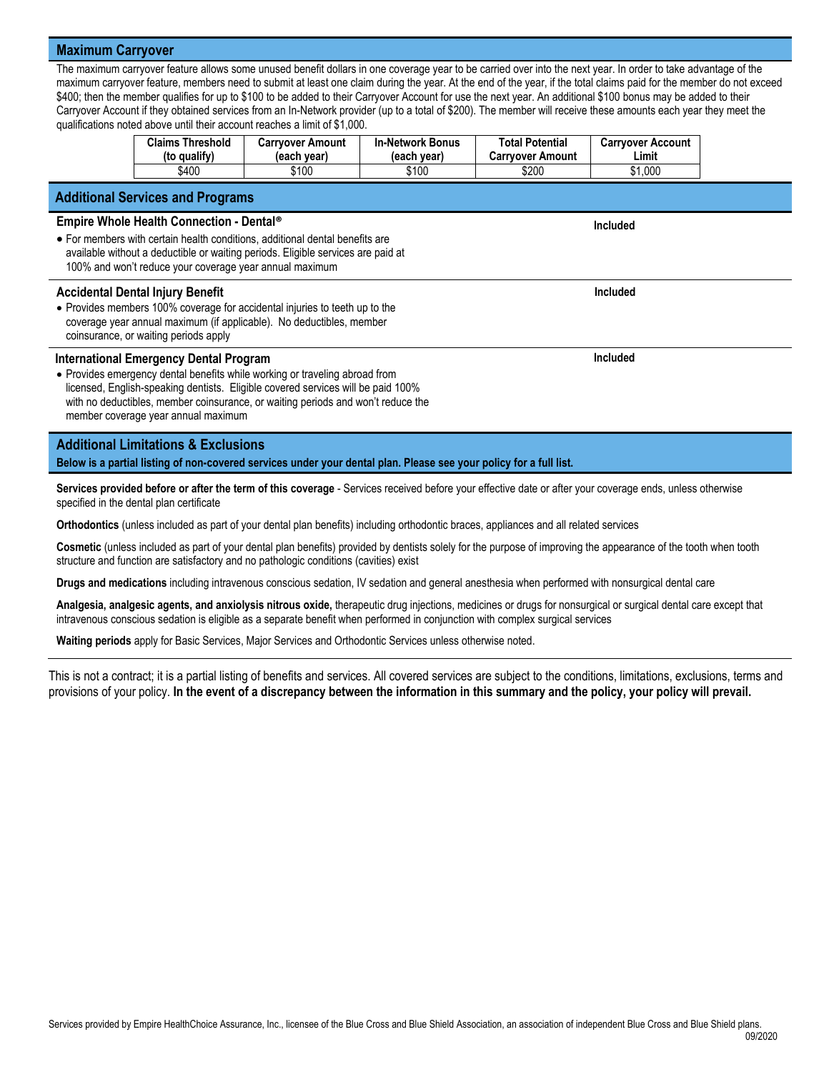## Maximum Carryover

The maximum carryover feature allows some unused benefit dollars in one coverage year to be carried over into the next year. In order to take advantage of the maximum carryover feature, members need to submit at least one claim during the year. At the end of the year, if the total claims paid for the member do not exceed $400; then the member qualifies for up to $100 to be added to their Carryover Account for use the next year. An additional $100 bonus may be added to their Carryover Account if they obtained services from an In-Network provider (up to a total of $200). The member will receive these amounts each year they meet the qualifications noted above until their account reaches a limit of $1,000.

| Claims Threshold (to qualify) | Carryover Amount (each year) | In-Network Bonus (each year) | Total Potential Carryover Amount | Carryover Account Limit |
|---|---|---|---|---|
| $400 | $100 | $100 | $200 | $1,000 |

## Additional Services and Programs

| | |
|---|---|
| **Empire Whole Health Connection - Dental®**<br>• For members with certain health conditions, additional dental benefits are available without a deductible or waiting periods. Eligible services are paid at 100% and won't reduce your coverage year annual maximum | **Included** |
| **Accidental Dental Injury Benefit**<br>• Provides members 100% coverage for accidental injuries to teeth up to the coverage year annual maximum (if applicable). No deductibles, member coinsurance, or waiting periods apply | **Included** |
| **International Emergency Dental Program**<br>• Provides emergency dental benefits while working or traveling abroad from licensed, English-speaking dentists. Eligible covered services will be paid 100% with no deductibles, member coinsurance, or waiting periods and won't reduce the member coverage year annual maximum | **Included** |

## Additional Limitations & Exclusions

**Below is a partial listing of non-covered services under your dental plan. Please see your policy for a full list.**

**Services provided before or after the term of this coverage** - Services received before your effective date or after your coverage ends, unless otherwise specified in the dental plan certificate

**Orthodontics** (unless included as part of your dental plan benefits) including orthodontic braces, appliances and all related services

**Cosmetic** (unless included as part of your dental plan benefits) provided by dentists solely for the purpose of improving the appearance of the tooth when tooth structure and function are satisfactory and no pathologic conditions (cavities) exist

**Drugs and medications** including intravenous conscious sedation, IV sedation and general anesthesia when performed with nonsurgical dental care

**Analgesia, analgesic agents, and anxiolysis nitrous oxide,** therapeutic drug injections, medicines or drugs for nonsurgical or surgical dental care except that intravenous conscious sedation is eligible as a separate benefit when performed in conjunction with complex surgical services

**Waiting periods** apply for Basic Services, Major Services and Orthodontic Services unless otherwise noted.

This is not a contract; it is a partial listing of benefits and services. All covered services are subject to the conditions, limitations, exclusions, terms and provisions of your policy. **In the event of a discrepancy between the information in this summary and the policy, your policy will prevail.**

Services provided by Empire HealthChoice Assurance, Inc., licensee of the Blue Cross and Blue Shield Association, an association of independent Blue Cross and Blue Shield plans.
09/2020